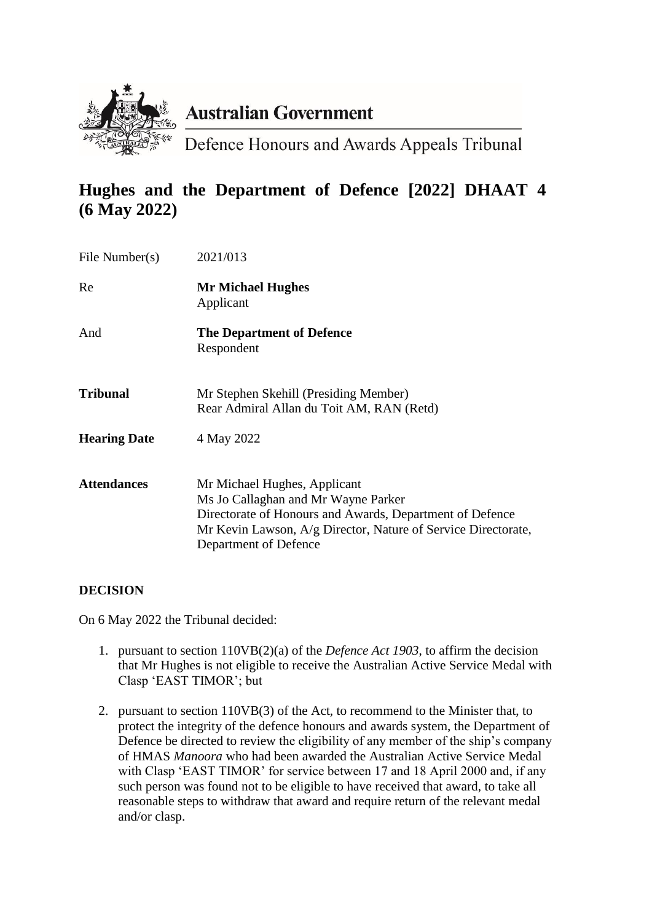**Australian Government**

Defence Honours and Awards Appeals Tribunal

# Hughes and the Department of Defence [2022] DHAAT 4 (6 May 2022)

| | |
|---|---|
| File Number(s) | 2021/013 |
| Re | **Mr Michael Hughes**<br>Applicant |
| And | **The Department of Defence**<br>Respondent |
| **Tribunal** | Mr Stephen Skehill (Presiding Member)<br>Rear Admiral Allan du Toit AM, RAN (Retd) |
| **Hearing Date** | 4 May 2022 |
| **Attendances** | Mr Michael Hughes, Applicant<br>Ms Jo Callaghan and Mr Wayne Parker<br>Directorate of Honours and Awards, Department of Defence<br>Mr Kevin Lawson, A/g Director, Nature of Service Directorate, Department of Defence |

## DECISION

On 6 May 2022 the Tribunal decided:

1. pursuant to section 110VB(2)(a) of the *Defence Act 1903*, to affirm the decision that Mr Hughes is not eligible to receive the Australian Active Service Medal with Clasp 'EAST TIMOR'; but
2. pursuant to section 110VB(3) of the Act, to recommend to the Minister that, to protect the integrity of the defence honours and awards system, the Department of Defence be directed to review the eligibility of any member of the ship's company of HMAS *Manoora* who had been awarded the Australian Active Service Medal with Clasp 'EAST TIMOR' for service between 17 and 18 April 2000 and, if any such person was found not to be eligible to have received that award, to take all reasonable steps to withdraw that award and require return of the relevant medal and/or clasp.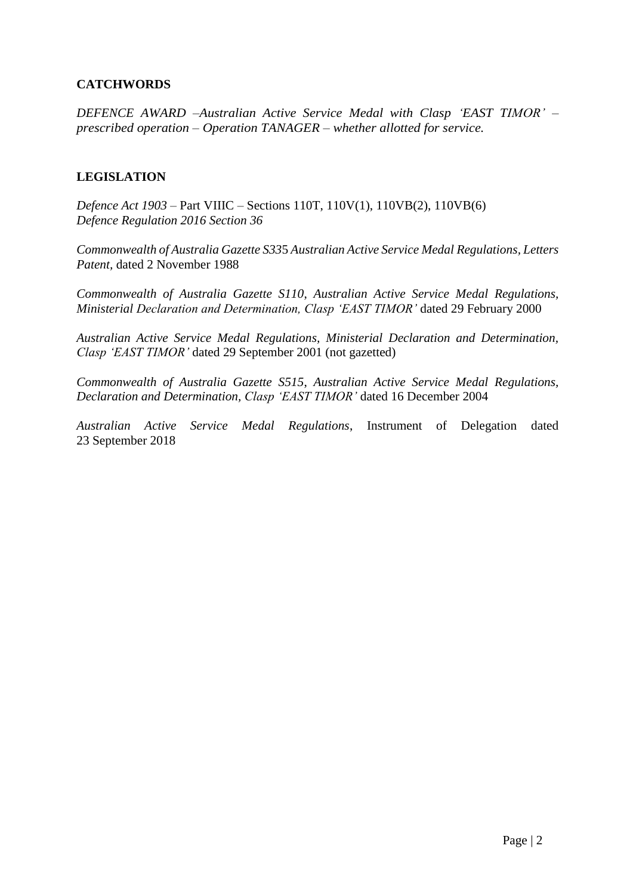## CATCHWORDS

*DEFENCE AWARD –Australian Active Service Medal with Clasp 'EAST TIMOR' – prescribed operation – Operation TANAGER – whether allotted for service.*

## LEGISLATION

*Defence Act 1903* – Part VIIIC – Sections 110T, 110V(1), 110VB(2), 110VB(6)
*Defence Regulation 2016 Section 36*

*Commonwealth of Australia Gazette S33*5 *Australian Active Service Medal Regulations, Letters Patent,* dated 2 November 1988

*Commonwealth of Australia Gazette S110, Australian Active Service Medal Regulations, Ministerial Declaration and Determination, Clasp 'EAST TIMOR'* dated 29 February 2000

*Australian Active Service Medal Regulations, Ministerial Declaration and Determination, Clasp 'EAST TIMOR'* dated 29 September 2001 (not gazetted)

*Commonwealth of Australia Gazette S515, Australian Active Service Medal Regulations, Declaration and Determination, Clasp 'EAST TIMOR'* dated 16 December 2004

*Australian Active Service Medal Regulations*, Instrument of Delegation dated 23 September 2018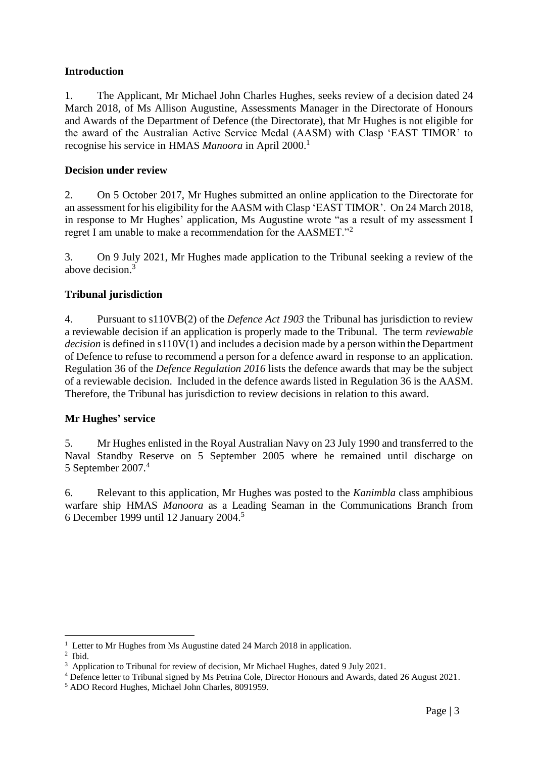## Introduction

1. The Applicant, Mr Michael John Charles Hughes, seeks review of a decision dated 24 March 2018, of Ms Allison Augustine, Assessments Manager in the Directorate of Honours and Awards of the Department of Defence (the Directorate), that Mr Hughes is not eligible for the award of the Australian Active Service Medal (AASM) with Clasp 'EAST TIMOR' to recognise his service in HMAS *Manoora* in April 2000.[1]

## Decision under review

2. On 5 October 2017, Mr Hughes submitted an online application to the Directorate for an assessment for his eligibility for the AASM with Clasp 'EAST TIMOR'. On 24 March 2018, in response to Mr Hughes' application, Ms Augustine wrote "as a result of my assessment I regret I am unable to make a recommendation for the AASMET."[2]

3. On 9 July 2021, Mr Hughes made application to the Tribunal seeking a review of the above decision.[3]

## Tribunal jurisdiction

4. Pursuant to s110VB(2) of the *Defence Act 1903* the Tribunal has jurisdiction to review a reviewable decision if an application is properly made to the Tribunal. The term *reviewable decision* is defined in s110V(1) and includes a decision made by a person within the Department of Defence to refuse to recommend a person for a defence award in response to an application. Regulation 36 of the *Defence Regulation 2016* lists the defence awards that may be the subject of a reviewable decision. Included in the defence awards listed in Regulation 36 is the AASM. Therefore, the Tribunal has jurisdiction to review decisions in relation to this award.

## Mr Hughes' service

5. Mr Hughes enlisted in the Royal Australian Navy on 23 July 1990 and transferred to the Naval Standby Reserve on 5 September 2005 where he remained until discharge on 5 September 2007.[4]

6. Relevant to this application, Mr Hughes was posted to the *Kanimbla* class amphibious warfare ship HMAS *Manoora* as a Leading Seaman in the Communications Branch from 6 December 1999 until 12 January 2004.[5]

---

[1] Letter to Mr Hughes from Ms Augustine dated 24 March 2018 in application.

[2] Ibid.

[3] Application to Tribunal for review of decision, Mr Michael Hughes, dated 9 July 2021.

[4] Defence letter to Tribunal signed by Ms Petrina Cole, Director Honours and Awards, dated 26 August 2021.

[5] ADO Record Hughes, Michael John Charles, 8091959.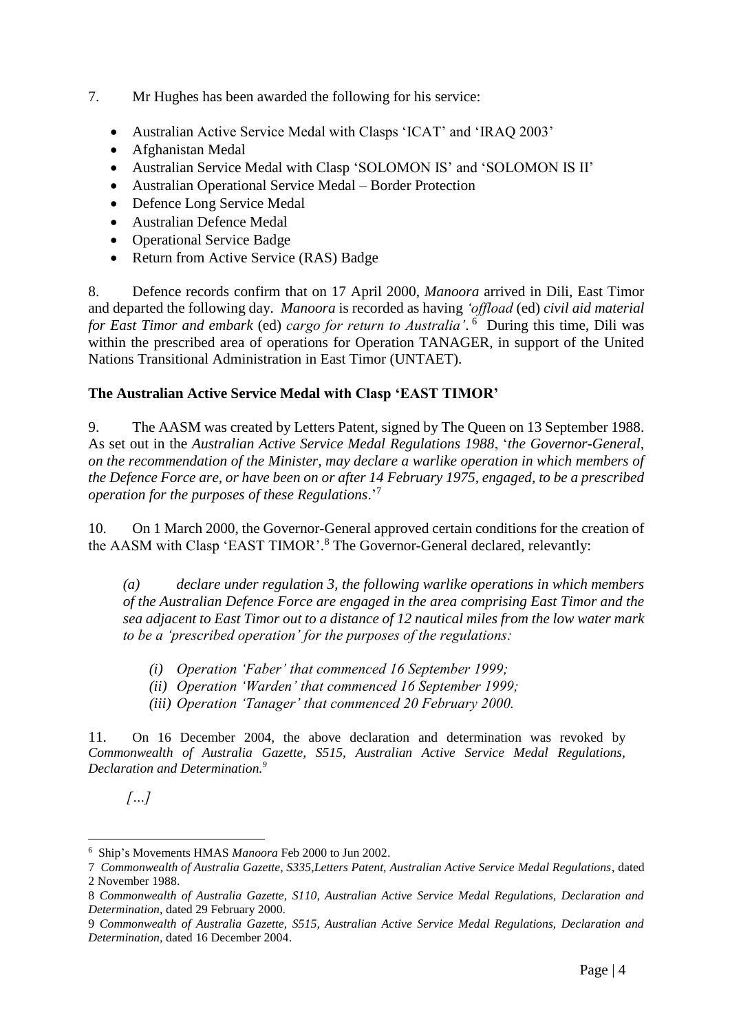7. Mr Hughes has been awarded the following for his service:

- Australian Active Service Medal with Clasps 'ICAT' and 'IRAQ 2003'
- Afghanistan Medal
- Australian Service Medal with Clasp 'SOLOMON IS' and 'SOLOMON IS II'
- Australian Operational Service Medal – Border Protection
- Defence Long Service Medal
- Australian Defence Medal
- Operational Service Badge
- Return from Active Service (RAS) Badge

8. Defence records confirm that on 17 April 2000, *Manoora* arrived in Dili, East Timor and departed the following day. *Manoora* is recorded as having *'offload* (ed) *civil aid material for East Timor and embark* (ed) *cargo for return to Australia'*.[6] During this time, Dili was within the prescribed area of operations for Operation TANAGER, in support of the United Nations Transitional Administration in East Timor (UNTAET).

**The Australian Active Service Medal with Clasp 'EAST TIMOR'**

9. The AASM was created by Letters Patent, signed by The Queen on 13 September 1988. As set out in the *Australian Active Service Medal Regulations 1988*, '*the Governor-General, on the recommendation of the Minister, may declare a warlike operation in which members of the Defence Force are, or have been on or after 14 February 1975, engaged, to be a prescribed operation for the purposes of these Regulations*.'[7]

10. On 1 March 2000, the Governor-General approved certain conditions for the creation of the AASM with Clasp 'EAST TIMOR'.[8] The Governor-General declared, relevantly:

> *(a) declare under regulation 3, the following warlike operations in which members of the Australian Defence Force are engaged in the area comprising East Timor and the sea adjacent to East Timor out to a distance of 12 nautical miles from the low water mark to be a 'prescribed operation' for the purposes of the regulations:*
>
> *(i) Operation 'Faber' that commenced 16 September 1999;*
> *(ii) Operation 'Warden' that commenced 16 September 1999;*
> *(iii) Operation 'Tanager' that commenced 20 February 2000.*

11. On 16 December 2004, the above declaration and determination was revoked by *Commonwealth of Australia Gazette, S515, Australian Active Service Medal Regulations, Declaration and Determination.*[9]

*[…]*

---

[6] Ship's Movements HMAS *Manoora* Feb 2000 to Jun 2002.

[7] *Commonwealth of Australia Gazette, S335,Letters Patent, Australian Active Service Medal Regulations*, dated 2 November 1988.

[8] *Commonwealth of Australia Gazette, S110, Australian Active Service Medal Regulations, Declaration and Determination*, dated 29 February 2000.

[9] *Commonwealth of Australia Gazette, S515, Australian Active Service Medal Regulations, Declaration and Determination*, dated 16 December 2004.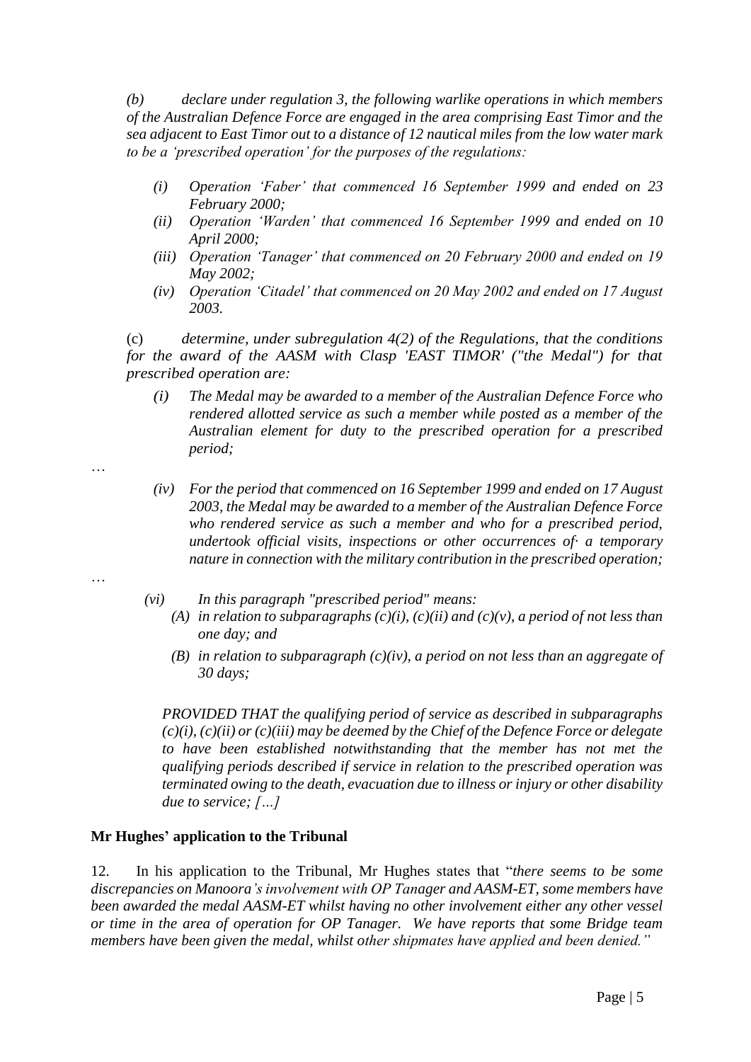*(b) declare under regulation 3, the following warlike operations in which members of the Australian Defence Force are engaged in the area comprising East Timor and the sea adjacent to East Timor out to a distance of 12 nautical miles from the low water mark to be a 'prescribed operation' for the purposes of the regulations:*

> *(i) Operation 'Faber' that commenced 16 September 1999 and ended on 23 February 2000;*
> *(ii) Operation 'Warden' that commenced 16 September 1999 and ended on 10 April 2000;*
> *(iii) Operation 'Tanager' that commenced on 20 February 2000 and ended on 19 May 2002;*
> *(iv) Operation 'Citadel' that commenced on 20 May 2002 and ended on 17 August 2003.*

(c) *determine, under subregulation 4(2) of the Regulations, that the conditions for the award of the AASM with Clasp 'EAST TIMOR' ("the Medal") for that prescribed operation are:*

> *(i) The Medal may be awarded to a member of the Australian Defence Force who rendered allotted service as such a member while posted as a member of the Australian element for duty to the prescribed operation for a prescribed period;*

…

> *(iv) For the period that commenced on 16 September 1999 and ended on 17 August 2003, the Medal may be awarded to a member of the Australian Defence Force who rendered service as such a member and who for a prescribed period, undertook official visits, inspections or other occurrences of· a temporary nature in connection with the military contribution in the prescribed operation;*

…

> *(vi) In this paragraph "prescribed period" means:*
> > *(A) in relation to subparagraphs (c)(i), (c)(ii) and (c)(v), a period of not less than one day; and*
> > *(B) in relation to subparagraph (c)(iv), a period on not less than an aggregate of 30 days;*
>
> *PROVIDED THAT the qualifying period of service as described in subparagraphs (c)(i), (c)(ii) or (c)(iii) may be deemed by the Chief of the Defence Force or delegate to have been established notwithstanding that the member has not met the qualifying periods described if service in relation to the prescribed operation was terminated owing to the death, evacuation due to illness or injury or other disability due to service; […]*

**Mr Hughes' application to the Tribunal**

12. In his application to the Tribunal, Mr Hughes states that "*there seems to be some discrepancies on Manoora's involvement with OP Tanager and AASM-ET, some members have been awarded the medal AASM-ET whilst having no other involvement either any other vessel or time in the area of operation for OP Tanager. We have reports that some Bridge team members have been given the medal, whilst other shipmates have applied and been denied.*"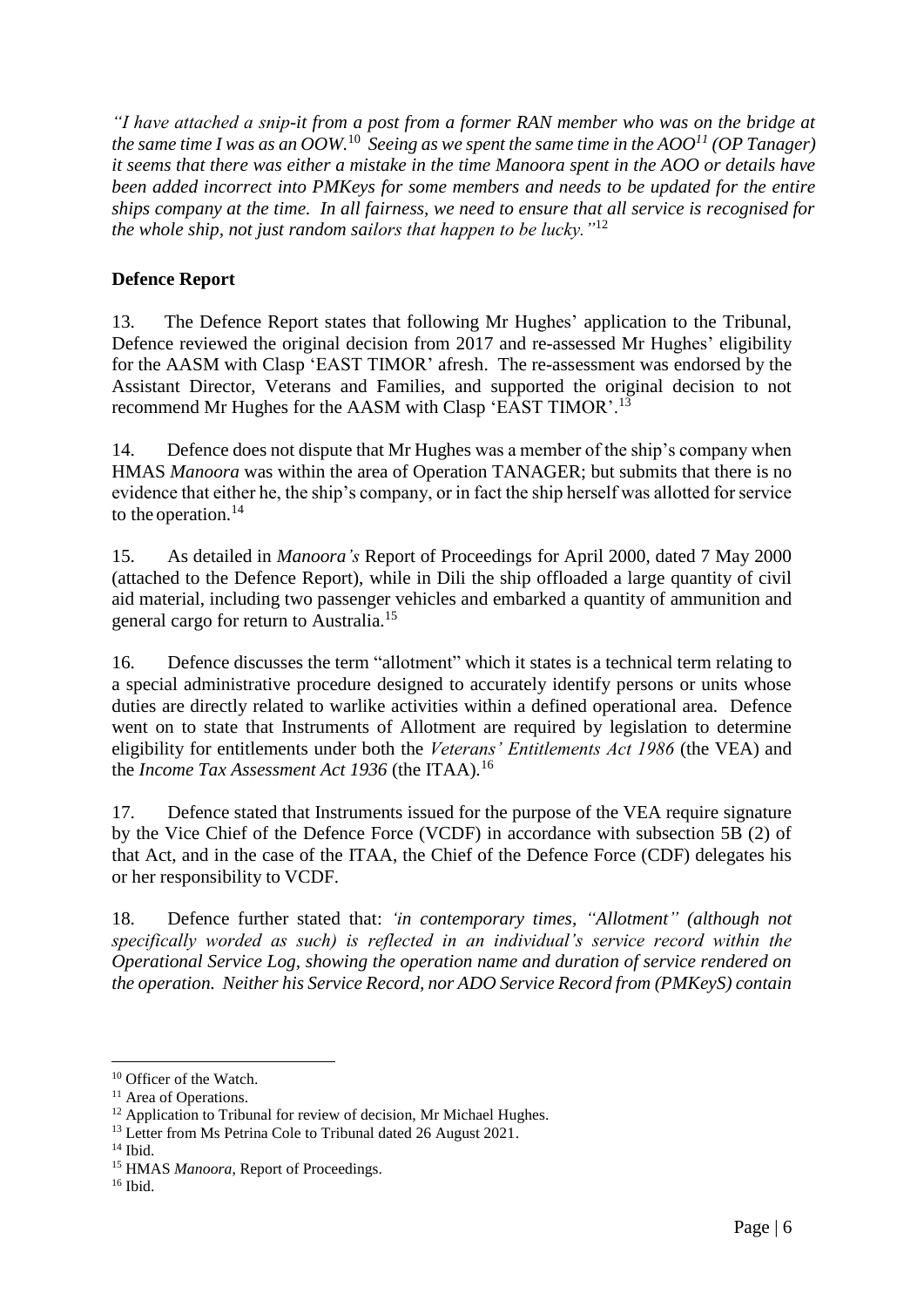*"I have attached a snip-it from a post from a former RAN member who was on the bridge at the same time I was as an OOW.*[10] *Seeing as we spent the same time in the AOO*[11] *(OP Tanager) it seems that there was either a mistake in the time Manoora spent in the AOO or details have been added incorrect into PMKeys for some members and needs to be updated for the entire ships company at the time. In all fairness, we need to ensure that all service is recognised for the whole ship, not just random sailors that happen to be lucky."*[12]

## Defence Report

13. The Defence Report states that following Mr Hughes' application to the Tribunal, Defence reviewed the original decision from 2017 and re-assessed Mr Hughes' eligibility for the AASM with Clasp 'EAST TIMOR' afresh. The re-assessment was endorsed by the Assistant Director, Veterans and Families, and supported the original decision to not recommend Mr Hughes for the AASM with Clasp 'EAST TIMOR'.[13]

14. Defence does not dispute that Mr Hughes was a member of the ship's company when HMAS *Manoora* was within the area of Operation TANAGER; but submits that there is no evidence that either he, the ship's company, or in fact the ship herself was allotted for service to the operation.[14]

15. As detailed in *Manoora's* Report of Proceedings for April 2000, dated 7 May 2000 (attached to the Defence Report), while in Dili the ship offloaded a large quantity of civil aid material, including two passenger vehicles and embarked a quantity of ammunition and general cargo for return to Australia.[15]

16. Defence discusses the term "allotment" which it states is a technical term relating to a special administrative procedure designed to accurately identify persons or units whose duties are directly related to warlike activities within a defined operational area. Defence went on to state that Instruments of Allotment are required by legislation to determine eligibility for entitlements under both the *Veterans' Entitlements Act 1986* (the VEA) and the *Income Tax Assessment Act 1936* (the ITAA).[16]

17. Defence stated that Instruments issued for the purpose of the VEA require signature by the Vice Chief of the Defence Force (VCDF) in accordance with subsection 5B (2) of that Act, and in the case of the ITAA, the Chief of the Defence Force (CDF) delegates his or her responsibility to VCDF.

18. Defence further stated that: *'in contemporary times, "Allotment" (although not specifically worded as such) is reflected in an individual's service record within the Operational Service Log, showing the operation name and duration of service rendered on the operation. Neither his Service Record, nor ADO Service Record from (PMKeyS) contain*

---

[10] Officer of the Watch.

[11] Area of Operations.

[12] Application to Tribunal for review of decision, Mr Michael Hughes.

[13] Letter from Ms Petrina Cole to Tribunal dated 26 August 2021.

[14] Ibid.

[15] HMAS *Manoora*, Report of Proceedings.

[16] Ibid.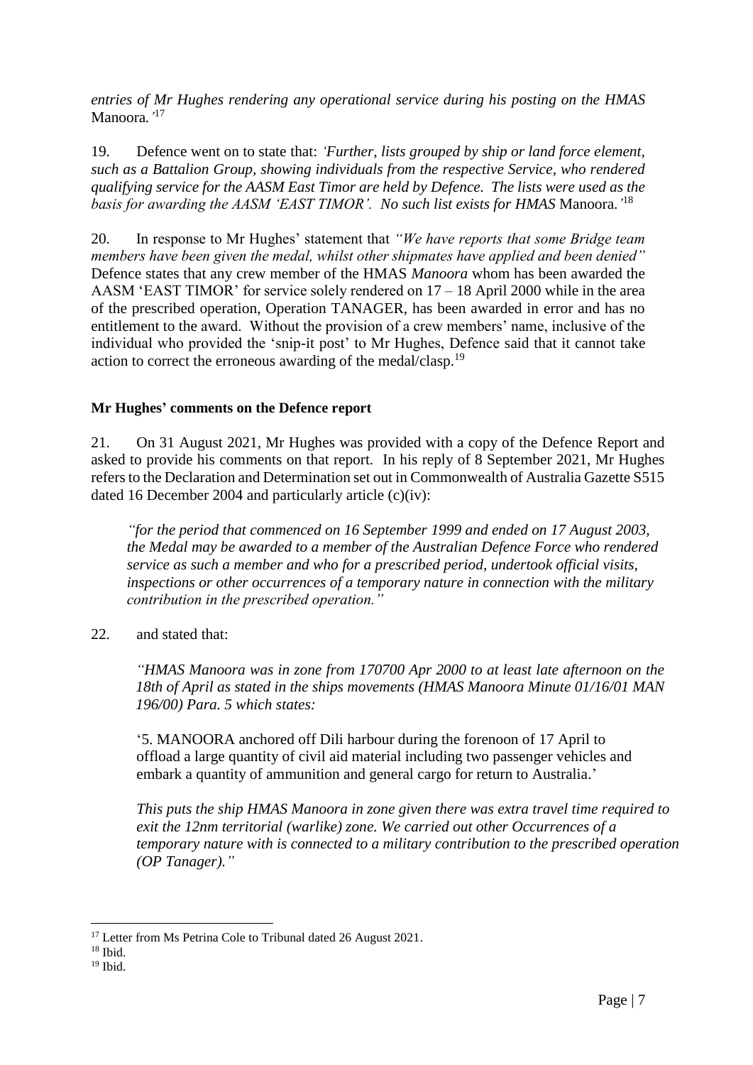*entries of Mr Hughes rendering any operational service during his posting on the HMAS* Manoora.*'*[17]

19. Defence went on to state that: *'Further, lists grouped by ship or land force element, such as a Battalion Group, showing individuals from the respective Service, who rendered qualifying service for the AASM East Timor are held by Defence. The lists were used as the basis for awarding the AASM 'EAST TIMOR'. No such list exists for HMAS* Manoora.*'*[18]

20. In response to Mr Hughes' statement that *"We have reports that some Bridge team members have been given the medal, whilst other shipmates have applied and been denied"* Defence states that any crew member of the HMAS *Manoora* whom has been awarded the AASM 'EAST TIMOR' for service solely rendered on 17 – 18 April 2000 while in the area of the prescribed operation, Operation TANAGER, has been awarded in error and has no entitlement to the award. Without the provision of a crew members' name, inclusive of the individual who provided the 'snip-it post' to Mr Hughes, Defence said that it cannot take action to correct the erroneous awarding of the medal/clasp.[19]

**Mr Hughes' comments on the Defence report**

21. On 31 August 2021, Mr Hughes was provided with a copy of the Defence Report and asked to provide his comments on that report. In his reply of 8 September 2021, Mr Hughes refers to the Declaration and Determination set out in Commonwealth of Australia Gazette S515 dated 16 December 2004 and particularly article (c)(iv):

> *"for the period that commenced on 16 September 1999 and ended on 17 August 2003, the Medal may be awarded to a member of the Australian Defence Force who rendered service as such a member and who for a prescribed period, undertook official visits, inspections or other occurrences of a temporary nature in connection with the military contribution in the prescribed operation."*

22. and stated that:

> *"HMAS Manoora was in zone from 170700 Apr 2000 to at least late afternoon on the 18th of April as stated in the ships movements (HMAS Manoora Minute 01/16/01 MAN 196/00) Para. 5 which states:*
>
> '5. MANOORA anchored off Dili harbour during the forenoon of 17 April to offload a large quantity of civil aid material including two passenger vehicles and embark a quantity of ammunition and general cargo for return to Australia.'
>
> *This puts the ship HMAS Manoora in zone given there was extra travel time required to exit the 12nm territorial (warlike) zone. We carried out other Occurrences of a temporary nature with is connected to a military contribution to the prescribed operation (OP Tanager)."*

---

[17] Letter from Ms Petrina Cole to Tribunal dated 26 August 2021.

[18] Ibid.

[19] Ibid.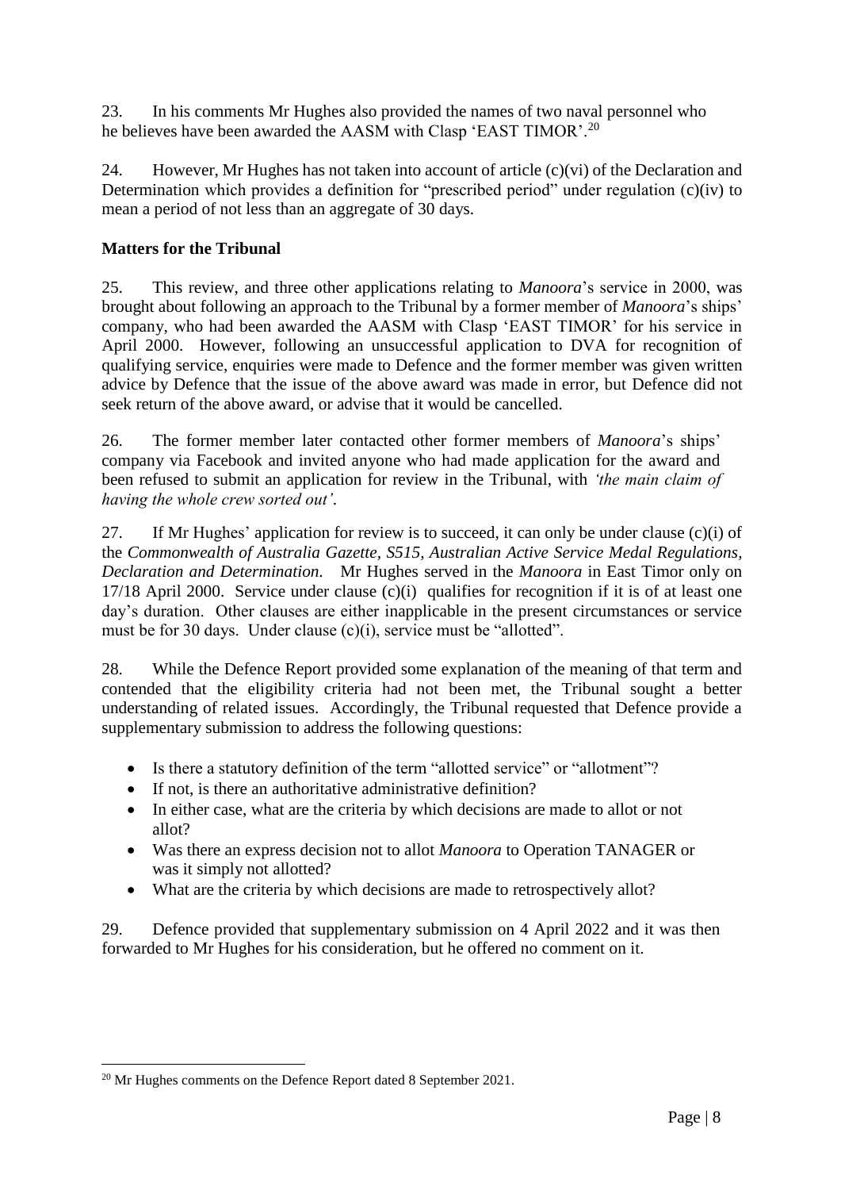23. In his comments Mr Hughes also provided the names of two naval personnel who he believes have been awarded the AASM with Clasp 'EAST TIMOR'.[20]

24. However, Mr Hughes has not taken into account of article (c)(vi) of the Declaration and Determination which provides a definition for "prescribed period" under regulation (c)(iv) to mean a period of not less than an aggregate of 30 days.

**Matters for the Tribunal**

25. This review, and three other applications relating to *Manoora*'s service in 2000, was brought about following an approach to the Tribunal by a former member of *Manoora*'s ships' company, who had been awarded the AASM with Clasp 'EAST TIMOR' for his service in April 2000. However, following an unsuccessful application to DVA for recognition of qualifying service, enquiries were made to Defence and the former member was given written advice by Defence that the issue of the above award was made in error, but Defence did not seek return of the above award, or advise that it would be cancelled.

26. The former member later contacted other former members of *Manoora*'s ships' company via Facebook and invited anyone who had made application for the award and been refused to submit an application for review in the Tribunal, with *'the main claim of having the whole crew sorted out'*.

27. If Mr Hughes' application for review is to succeed, it can only be under clause (c)(i) of the *Commonwealth of Australia Gazette, S515, Australian Active Service Medal Regulations, Declaration and Determination*. Mr Hughes served in the *Manoora* in East Timor only on 17/18 April 2000. Service under clause (c)(i) qualifies for recognition if it is of at least one day's duration. Other clauses are either inapplicable in the present circumstances or service must be for 30 days. Under clause (c)(i), service must be "allotted".

28. While the Defence Report provided some explanation of the meaning of that term and contended that the eligibility criteria had not been met, the Tribunal sought a better understanding of related issues. Accordingly, the Tribunal requested that Defence provide a supplementary submission to address the following questions:

- Is there a statutory definition of the term "allotted service" or "allotment"?
- If not, is there an authoritative administrative definition?
- In either case, what are the criteria by which decisions are made to allot or not allot?
- Was there an express decision not to allot *Manoora* to Operation TANAGER or was it simply not allotted?
- What are the criteria by which decisions are made to retrospectively allot?

29. Defence provided that supplementary submission on 4 April 2022 and it was then forwarded to Mr Hughes for his consideration, but he offered no comment on it.

---

[20] Mr Hughes comments on the Defence Report dated 8 September 2021.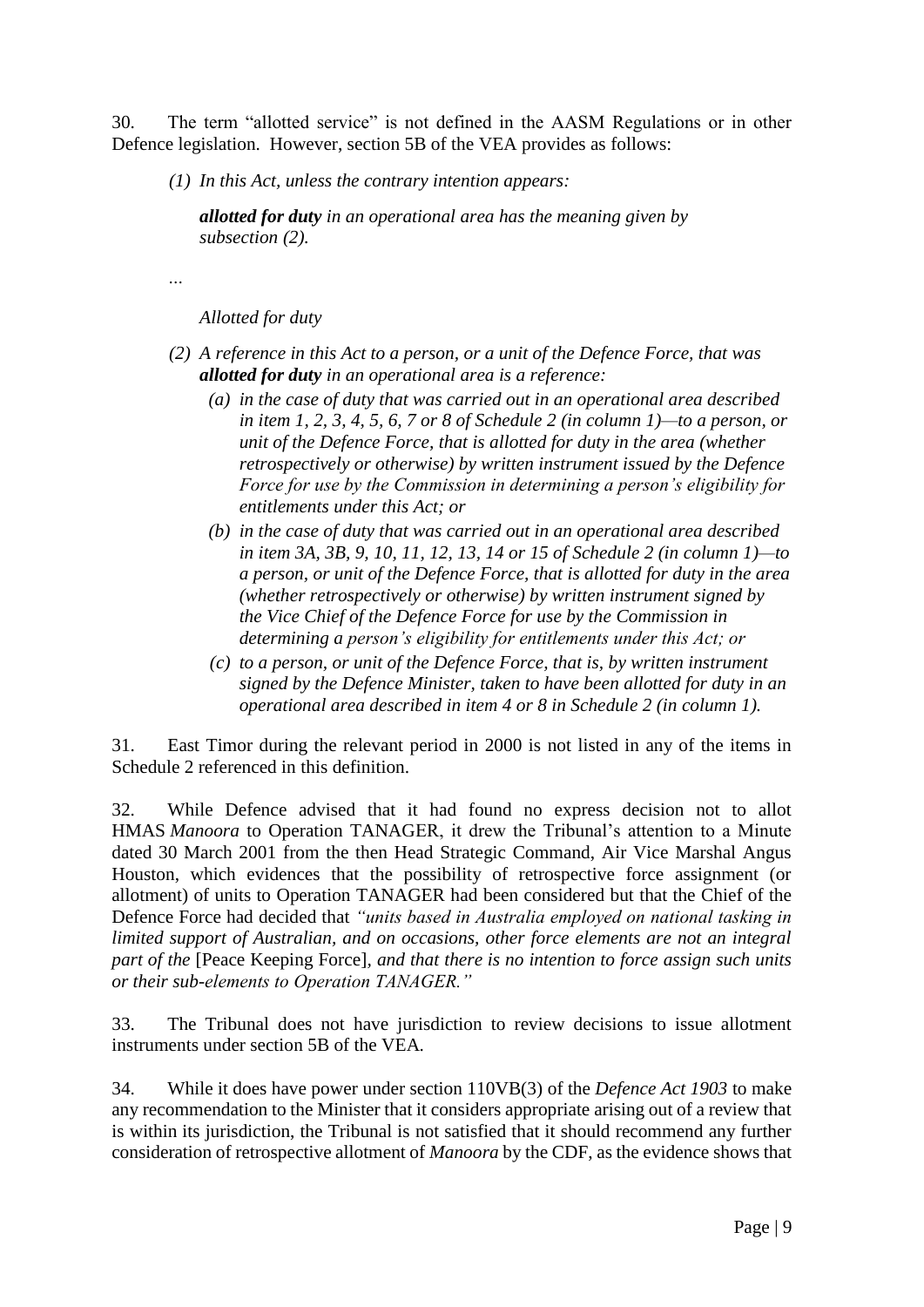30. The term "allotted service" is not defined in the AASM Regulations or in other Defence legislation. However, section 5B of the VEA provides as follows:

> *(1) In this Act, unless the contrary intention appears:*
>
> ***allotted for duty*** *in an operational area has the meaning given by subsection (2).*
>
> *…*
>
> *Allotted for duty*
>
> *(2) A reference in this Act to a person, or a unit of the Defence Force, that was **allotted for duty** in an operational area is a reference:*
>
> *(a) in the case of duty that was carried out in an operational area described in item 1, 2, 3, 4, 5, 6, 7 or 8 of Schedule 2 (in column 1)—to a person, or unit of the Defence Force, that is allotted for duty in the area (whether retrospectively or otherwise) by written instrument issued by the Defence Force for use by the Commission in determining a person's eligibility for entitlements under this Act; or*
>
> *(b) in the case of duty that was carried out in an operational area described in item 3A, 3B, 9, 10, 11, 12, 13, 14 or 15 of Schedule 2 (in column 1)—to a person, or unit of the Defence Force, that is allotted for duty in the area (whether retrospectively or otherwise) by written instrument signed by the Vice Chief of the Defence Force for use by the Commission in determining a person's eligibility for entitlements under this Act; or*
>
> *(c) to a person, or unit of the Defence Force, that is, by written instrument signed by the Defence Minister, taken to have been allotted for duty in an operational area described in item 4 or 8 in Schedule 2 (in column 1).*

31. East Timor during the relevant period in 2000 is not listed in any of the items in Schedule 2 referenced in this definition.

32. While Defence advised that it had found no express decision not to allot HMAS *Manoora* to Operation TANAGER, it drew the Tribunal's attention to a Minute dated 30 March 2001 from the then Head Strategic Command, Air Vice Marshal Angus Houston, which evidences that the possibility of retrospective force assignment (or allotment) of units to Operation TANAGER had been considered but that the Chief of the Defence Force had decided that *"units based in Australia employed on national tasking in limited support of Australian, and on occasions, other force elements are not an integral part of the* [Peace Keeping Force]*, and that there is no intention to force assign such units or their sub-elements to Operation TANAGER."*

33. The Tribunal does not have jurisdiction to review decisions to issue allotment instruments under section 5B of the VEA.

34. While it does have power under section 110VB(3) of the *Defence Act 1903* to make any recommendation to the Minister that it considers appropriate arising out of a review that is within its jurisdiction, the Tribunal is not satisfied that it should recommend any further consideration of retrospective allotment of *Manoora* by the CDF, as the evidence shows that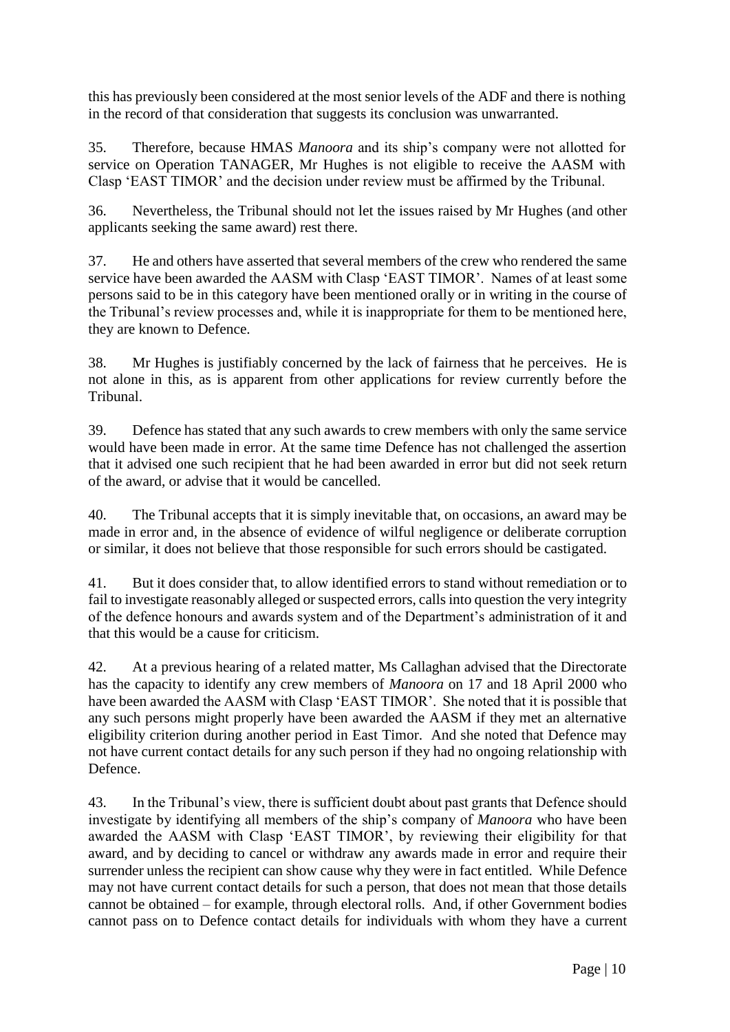this has previously been considered at the most senior levels of the ADF and there is nothing in the record of that consideration that suggests its conclusion was unwarranted.

35. Therefore, because HMAS *Manoora* and its ship's company were not allotted for service on Operation TANAGER, Mr Hughes is not eligible to receive the AASM with Clasp 'EAST TIMOR' and the decision under review must be affirmed by the Tribunal.

36. Nevertheless, the Tribunal should not let the issues raised by Mr Hughes (and other applicants seeking the same award) rest there.

37. He and others have asserted that several members of the crew who rendered the same service have been awarded the AASM with Clasp 'EAST TIMOR'. Names of at least some persons said to be in this category have been mentioned orally or in writing in the course of the Tribunal's review processes and, while it is inappropriate for them to be mentioned here, they are known to Defence.

38. Mr Hughes is justifiably concerned by the lack of fairness that he perceives. He is not alone in this, as is apparent from other applications for review currently before the Tribunal.

39. Defence has stated that any such awards to crew members with only the same service would have been made in error. At the same time Defence has not challenged the assertion that it advised one such recipient that he had been awarded in error but did not seek return of the award, or advise that it would be cancelled.

40. The Tribunal accepts that it is simply inevitable that, on occasions, an award may be made in error and, in the absence of evidence of wilful negligence or deliberate corruption or similar, it does not believe that those responsible for such errors should be castigated.

41. But it does consider that, to allow identified errors to stand without remediation or to fail to investigate reasonably alleged or suspected errors, calls into question the very integrity of the defence honours and awards system and of the Department's administration of it and that this would be a cause for criticism.

42. At a previous hearing of a related matter, Ms Callaghan advised that the Directorate has the capacity to identify any crew members of *Manoora* on 17 and 18 April 2000 who have been awarded the AASM with Clasp 'EAST TIMOR'. She noted that it is possible that any such persons might properly have been awarded the AASM if they met an alternative eligibility criterion during another period in East Timor. And she noted that Defence may not have current contact details for any such person if they had no ongoing relationship with Defence.

43. In the Tribunal's view, there is sufficient doubt about past grants that Defence should investigate by identifying all members of the ship's company of *Manoora* who have been awarded the AASM with Clasp 'EAST TIMOR', by reviewing their eligibility for that award, and by deciding to cancel or withdraw any awards made in error and require their surrender unless the recipient can show cause why they were in fact entitled. While Defence may not have current contact details for such a person, that does not mean that those details cannot be obtained – for example, through electoral rolls. And, if other Government bodies cannot pass on to Defence contact details for individuals with whom they have a current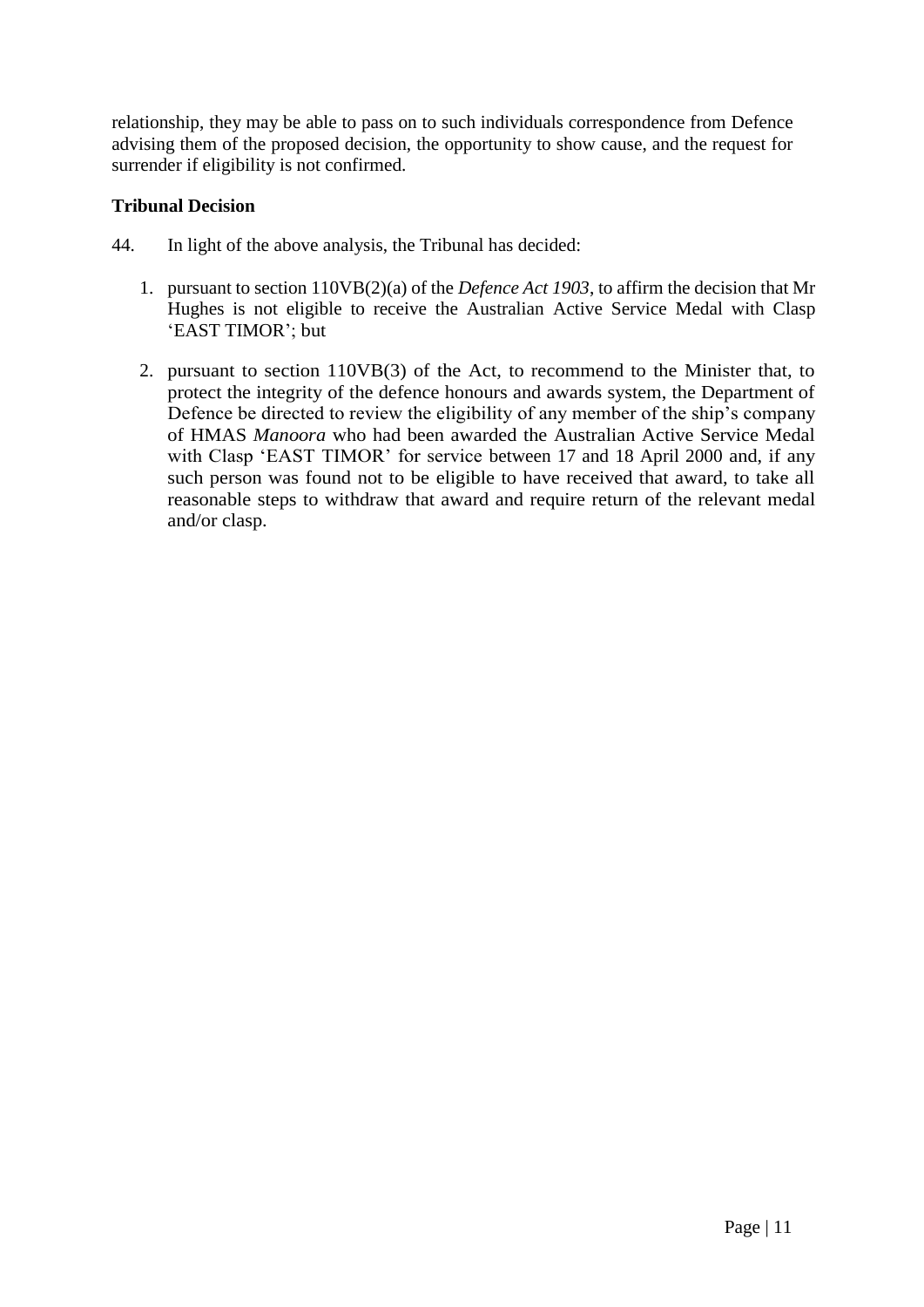relationship, they may be able to pass on to such individuals correspondence from Defence advising them of the proposed decision, the opportunity to show cause, and the request for surrender if eligibility is not confirmed.

**Tribunal Decision**

44. In light of the above analysis, the Tribunal has decided:

1. pursuant to section 110VB(2)(a) of the *Defence Act 1903*, to affirm the decision that Mr Hughes is not eligible to receive the Australian Active Service Medal with Clasp 'EAST TIMOR'; but

2. pursuant to section 110VB(3) of the Act, to recommend to the Minister that, to protect the integrity of the defence honours and awards system, the Department of Defence be directed to review the eligibility of any member of the ship's company of HMAS *Manoora* who had been awarded the Australian Active Service Medal with Clasp 'EAST TIMOR' for service between 17 and 18 April 2000 and, if any such person was found not to be eligible to have received that award, to take all reasonable steps to withdraw that award and require return of the relevant medal and/or clasp.